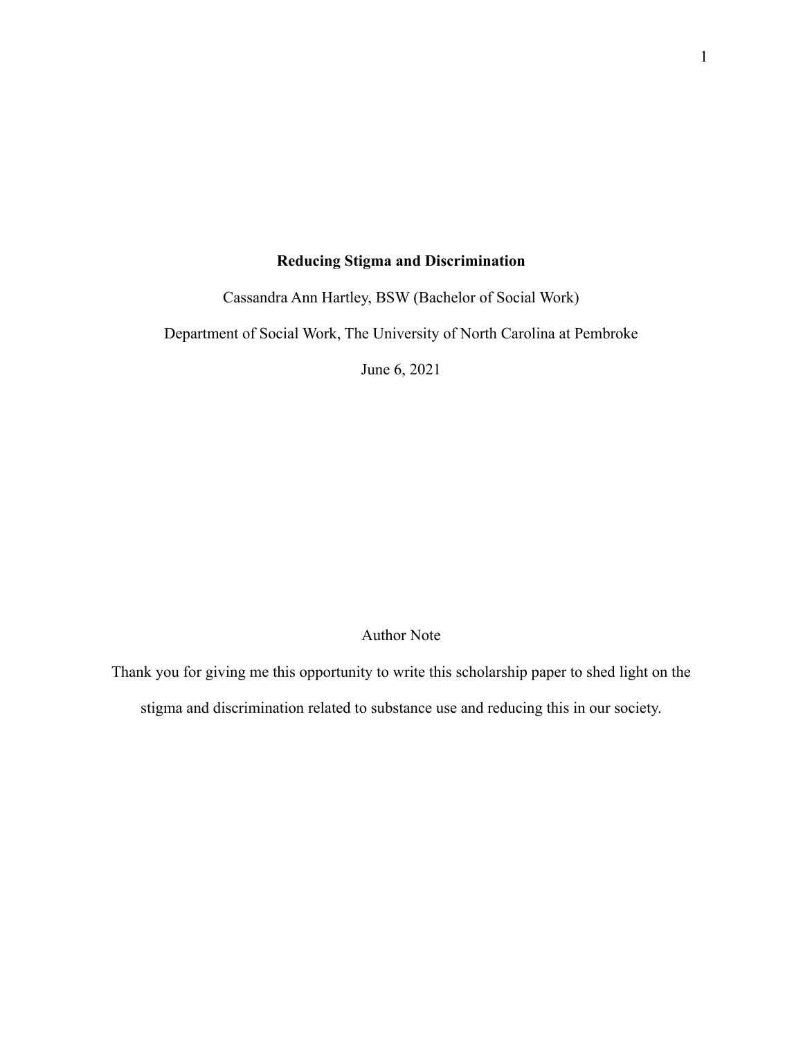# Reducing Stigma and Discrimination

Cassandra Ann Hartley, BSW (Bachelor of Social Work)

Department of Social Work, The University of North Carolina at Pembroke

June 6, 2021

## Author Note

Thank you for giving me this opportunity to write this scholarship paper to shed light on the stigma and discrimination related to substance use and reducing this in our society.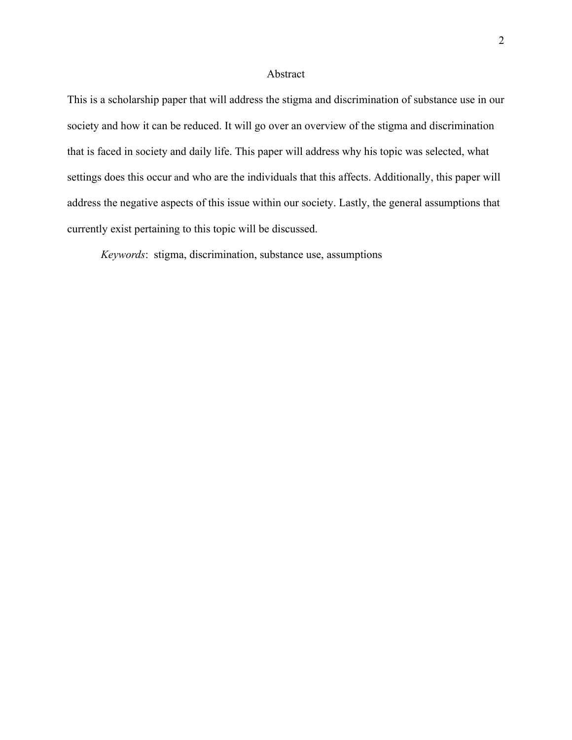# Abstract

This is a scholarship paper that will address the stigma and discrimination of substance use in our society and how it can be reduced. It will go over an overview of the stigma and discrimination that is faced in society and daily life. This paper will address why his topic was selected, what settings does this occur and who are the individuals that this affects. Additionally, this paper will address the negative aspects of this issue within our society. Lastly, the general assumptions that currently exist pertaining to this topic will be discussed.

*Keywords*: stigma, discrimination, substance use, assumptions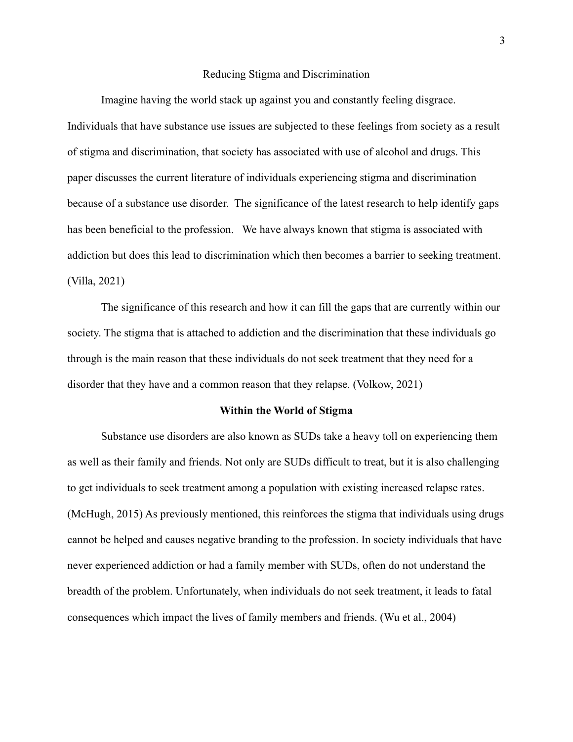# Reducing Stigma and Discrimination

Imagine having the world stack up against you and constantly feeling disgrace. Individuals that have substance use issues are subjected to these feelings from society as a result of stigma and discrimination, that society has associated with use of alcohol and drugs. This paper discusses the current literature of individuals experiencing stigma and discrimination because of a substance use disorder. The significance of the latest research to help identify gaps has been beneficial to the profession. We have always known that stigma is associated with addiction but does this lead to discrimination which then becomes a barrier to seeking treatment. (Villa, 2021)

The significance of this research and how it can fill the gaps that are currently within our society. The stigma that is attached to addiction and the discrimination that these individuals go through is the main reason that these individuals do not seek treatment that they need for a disorder that they have and a common reason that they relapse. (Volkow, 2021)

## Within the World of Stigma

Substance use disorders are also known as SUDs take a heavy toll on experiencing them as well as their family and friends. Not only are SUDs difficult to treat, but it is also challenging to get individuals to seek treatment among a population with existing increased relapse rates. (McHugh, 2015) As previously mentioned, this reinforces the stigma that individuals using drugs cannot be helped and causes negative branding to the profession. In society individuals that have never experienced addiction or had a family member with SUDs, often do not understand the breadth of the problem. Unfortunately, when individuals do not seek treatment, it leads to fatal consequences which impact the lives of family members and friends. (Wu et al., 2004)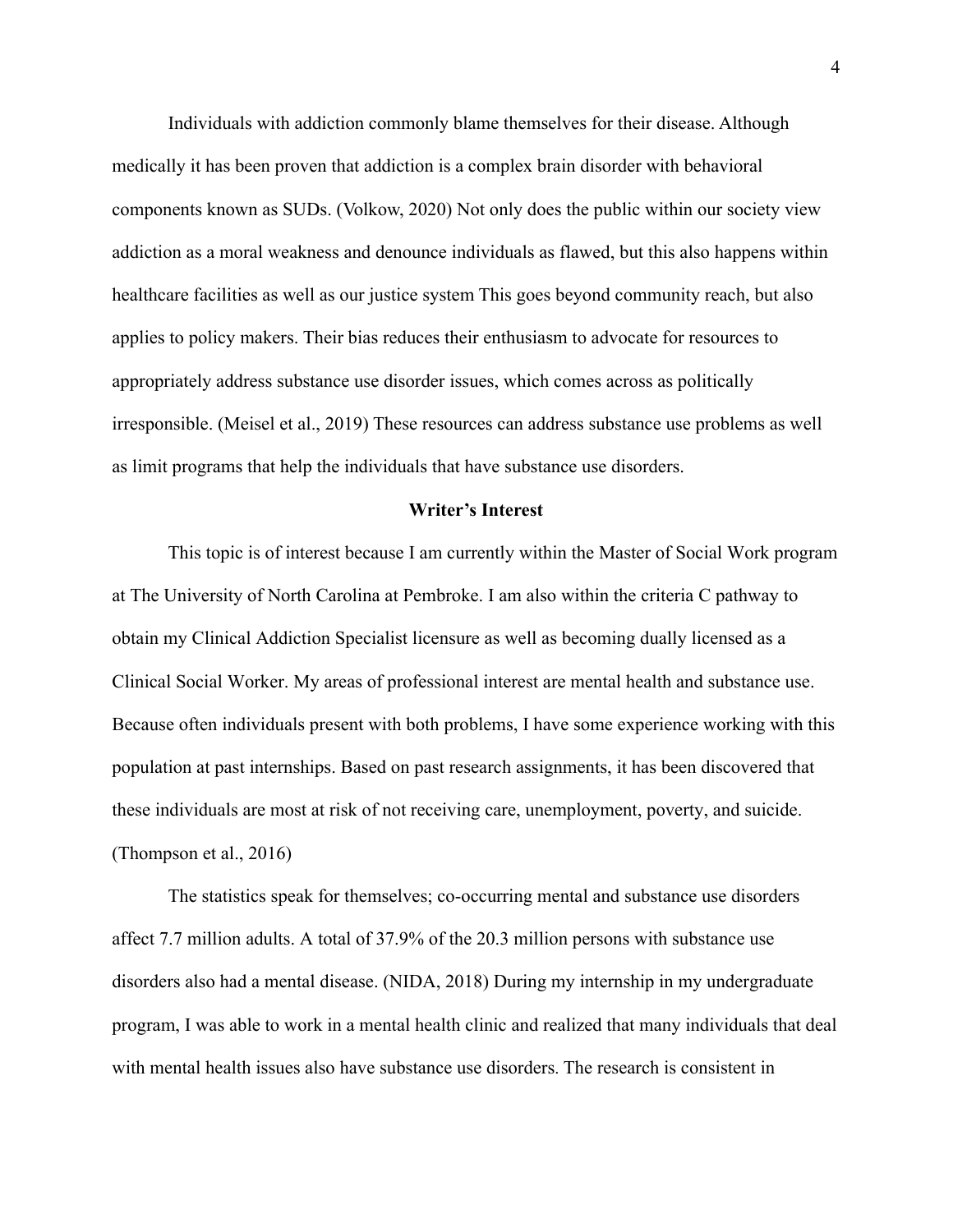Individuals with addiction commonly blame themselves for their disease. Although medically it has been proven that addiction is a complex brain disorder with behavioral components known as SUDs. (Volkow, 2020) Not only does the public within our society view addiction as a moral weakness and denounce individuals as flawed, but this also happens within healthcare facilities as well as our justice system This goes beyond community reach, but also applies to policy makers. Their bias reduces their enthusiasm to advocate for resources to appropriately address substance use disorder issues, which comes across as politically irresponsible. (Meisel et al., 2019) These resources can address substance use problems as well as limit programs that help the individuals that have substance use disorders.

## Writer's Interest

This topic is of interest because I am currently within the Master of Social Work program at The University of North Carolina at Pembroke. I am also within the criteria C pathway to obtain my Clinical Addiction Specialist licensure as well as becoming dually licensed as a Clinical Social Worker. My areas of professional interest are mental health and substance use. Because often individuals present with both problems, I have some experience working with this population at past internships. Based on past research assignments, it has been discovered that these individuals are most at risk of not receiving care, unemployment, poverty, and suicide. (Thompson et al., 2016)

The statistics speak for themselves; co-occurring mental and substance use disorders affect 7.7 million adults. A total of 37.9% of the 20.3 million persons with substance use disorders also had a mental disease. (NIDA, 2018) During my internship in my undergraduate program, I was able to work in a mental health clinic and realized that many individuals that deal with mental health issues also have substance use disorders. The research is consistent in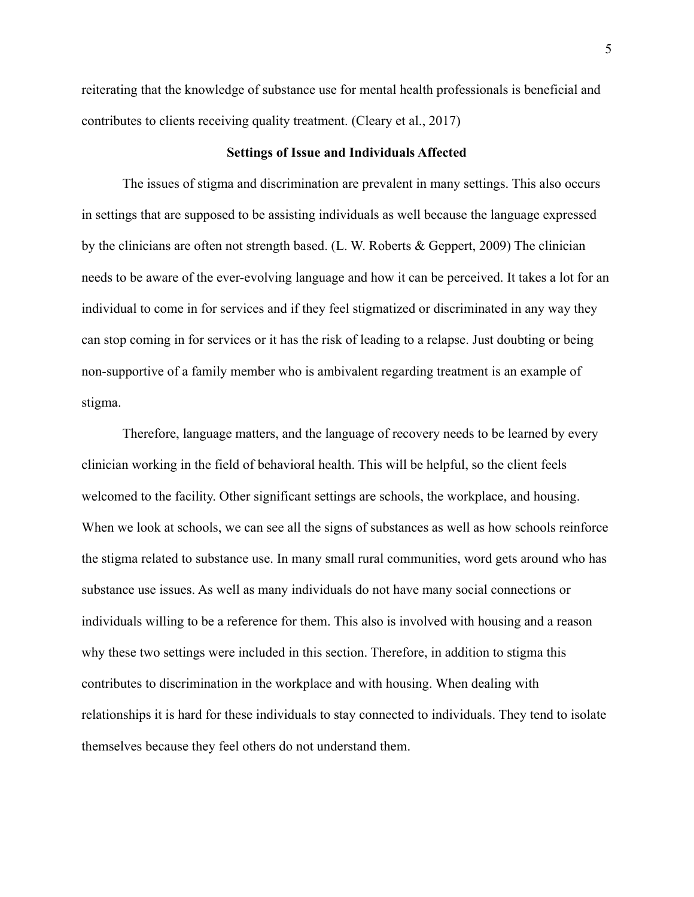reiterating that the knowledge of substance use for mental health professionals is beneficial and contributes to clients receiving quality treatment. (Cleary et al., 2017)

## Settings of Issue and Individuals Affected

The issues of stigma and discrimination are prevalent in many settings. This also occurs in settings that are supposed to be assisting individuals as well because the language expressed by the clinicians are often not strength based. (L. W. Roberts & Geppert, 2009) The clinician needs to be aware of the ever-evolving language and how it can be perceived. It takes a lot for an individual to come in for services and if they feel stigmatized or discriminated in any way they can stop coming in for services or it has the risk of leading to a relapse. Just doubting or being non-supportive of a family member who is ambivalent regarding treatment is an example of stigma.

Therefore, language matters, and the language of recovery needs to be learned by every clinician working in the field of behavioral health. This will be helpful, so the client feels welcomed to the facility. Other significant settings are schools, the workplace, and housing. When we look at schools, we can see all the signs of substances as well as how schools reinforce the stigma related to substance use. In many small rural communities, word gets around who has substance use issues. As well as many individuals do not have many social connections or individuals willing to be a reference for them. This also is involved with housing and a reason why these two settings were included in this section. Therefore, in addition to stigma this contributes to discrimination in the workplace and with housing. When dealing with relationships it is hard for these individuals to stay connected to individuals. They tend to isolate themselves because they feel others do not understand them.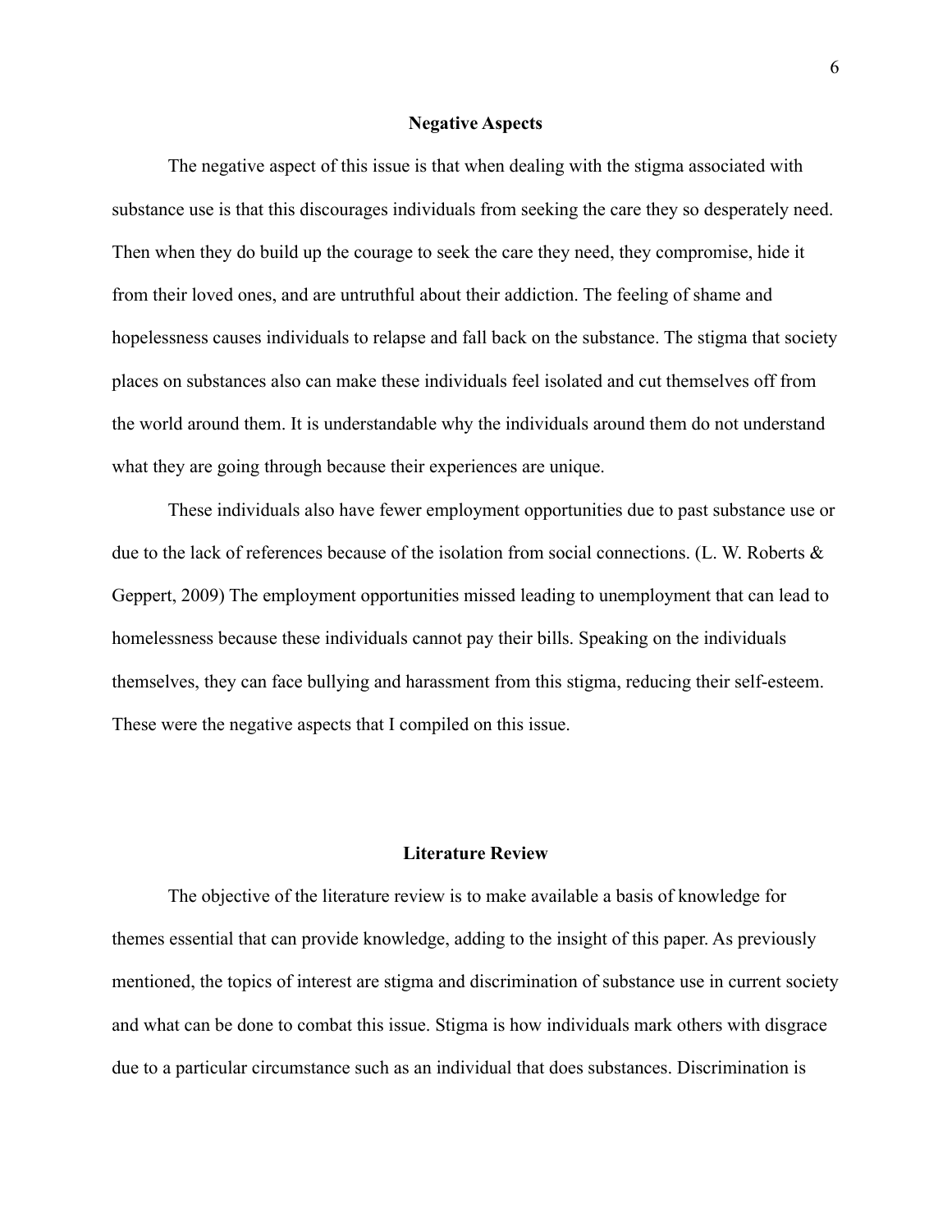## Negative Aspects

The negative aspect of this issue is that when dealing with the stigma associated with substance use is that this discourages individuals from seeking the care they so desperately need. Then when they do build up the courage to seek the care they need, they compromise, hide it from their loved ones, and are untruthful about their addiction. The feeling of shame and hopelessness causes individuals to relapse and fall back on the substance. The stigma that society places on substances also can make these individuals feel isolated and cut themselves off from the world around them. It is understandable why the individuals around them do not understand what they are going through because their experiences are unique.

These individuals also have fewer employment opportunities due to past substance use or due to the lack of references because of the isolation from social connections. (L. W. Roberts & Geppert, 2009) The employment opportunities missed leading to unemployment that can lead to homelessness because these individuals cannot pay their bills. Speaking on the individuals themselves, they can face bullying and harassment from this stigma, reducing their self-esteem. These were the negative aspects that I compiled on this issue.

## Literature Review

The objective of the literature review is to make available a basis of knowledge for themes essential that can provide knowledge, adding to the insight of this paper. As previously mentioned, the topics of interest are stigma and discrimination of substance use in current society and what can be done to combat this issue. Stigma is how individuals mark others with disgrace due to a particular circumstance such as an individual that does substances. Discrimination is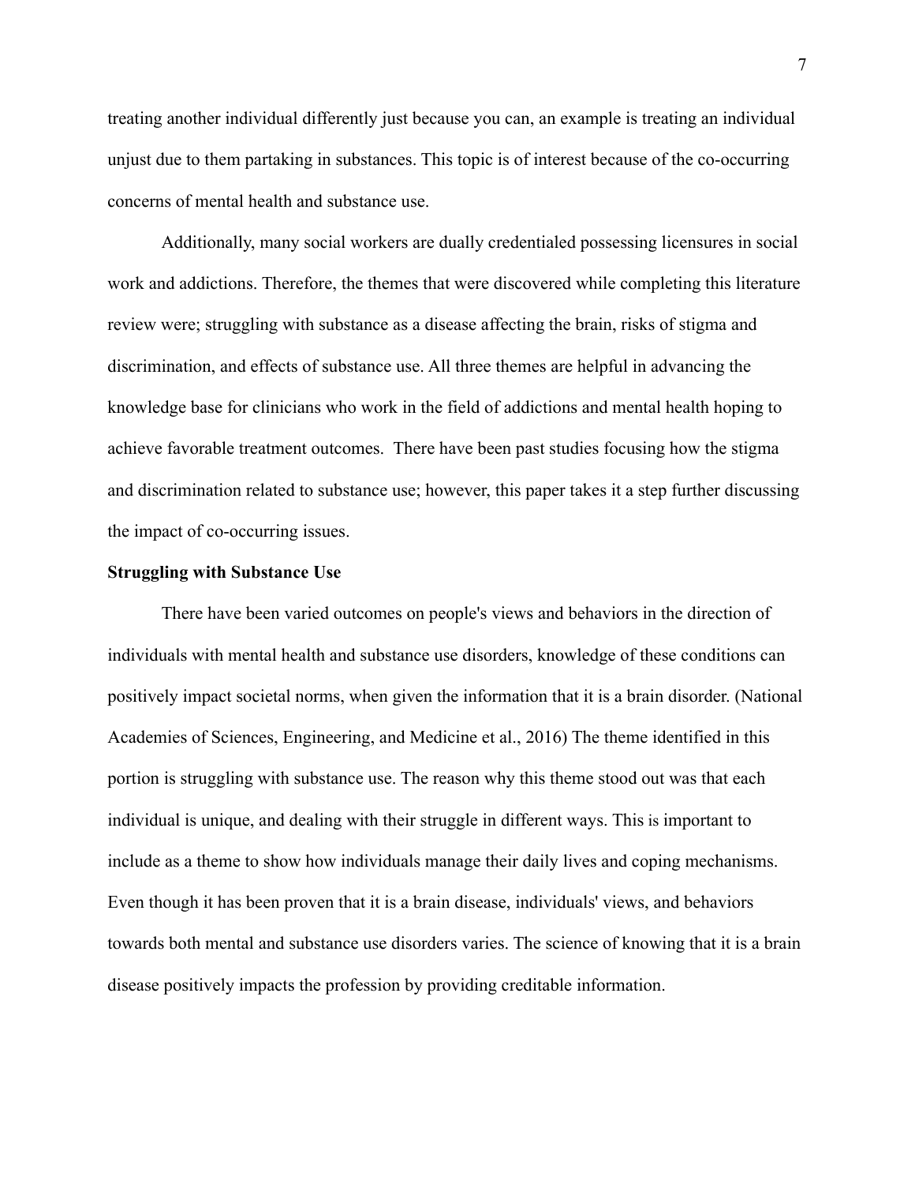treating another individual differently just because you can, an example is treating an individual unjust due to them partaking in substances. This topic is of interest because of the co-occurring concerns of mental health and substance use.

Additionally, many social workers are dually credentialed possessing licensures in social work and addictions. Therefore, the themes that were discovered while completing this literature review were; struggling with substance as a disease affecting the brain, risks of stigma and discrimination, and effects of substance use. All three themes are helpful in advancing the knowledge base for clinicians who work in the field of addictions and mental health hoping to achieve favorable treatment outcomes. There have been past studies focusing how the stigma and discrimination related to substance use; however, this paper takes it a step further discussing the impact of co-occurring issues.

**Struggling with Substance Use**

There have been varied outcomes on people's views and behaviors in the direction of individuals with mental health and substance use disorders, knowledge of these conditions can positively impact societal norms, when given the information that it is a brain disorder. (National Academies of Sciences, Engineering, and Medicine et al., 2016) The theme identified in this portion is struggling with substance use. The reason why this theme stood out was that each individual is unique, and dealing with their struggle in different ways. This is important to include as a theme to show how individuals manage their daily lives and coping mechanisms. Even though it has been proven that it is a brain disease, individuals' views, and behaviors towards both mental and substance use disorders varies. The science of knowing that it is a brain disease positively impacts the profession by providing creditable information.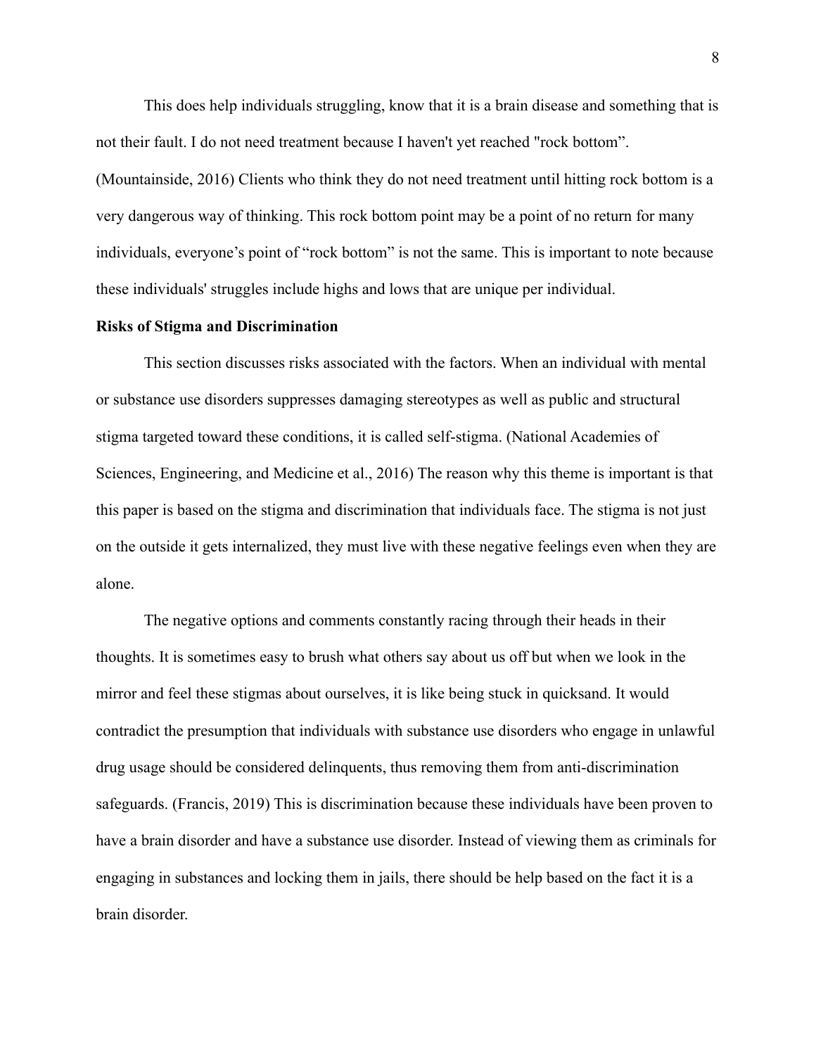This does help individuals struggling, know that it is a brain disease and something that is not their fault. I do not need treatment because I haven't yet reached "rock bottom". (Mountainside, 2016) Clients who think they do not need treatment until hitting rock bottom is a very dangerous way of thinking. This rock bottom point may be a point of no return for many individuals, everyone's point of "rock bottom" is not the same. This is important to note because these individuals' struggles include highs and lows that are unique per individual.

**Risks of Stigma and Discrimination**

This section discusses risks associated with the factors. When an individual with mental or substance use disorders suppresses damaging stereotypes as well as public and structural stigma targeted toward these conditions, it is called self-stigma. (National Academies of Sciences, Engineering, and Medicine et al., 2016) The reason why this theme is important is that this paper is based on the stigma and discrimination that individuals face. The stigma is not just on the outside it gets internalized, they must live with these negative feelings even when they are alone.

The negative options and comments constantly racing through their heads in their thoughts. It is sometimes easy to brush what others say about us off but when we look in the mirror and feel these stigmas about ourselves, it is like being stuck in quicksand. It would contradict the presumption that individuals with substance use disorders who engage in unlawful drug usage should be considered delinquents, thus removing them from anti-discrimination safeguards. (Francis, 2019) This is discrimination because these individuals have been proven to have a brain disorder and have a substance use disorder. Instead of viewing them as criminals for engaging in substances and locking them in jails, there should be help based on the fact it is a brain disorder.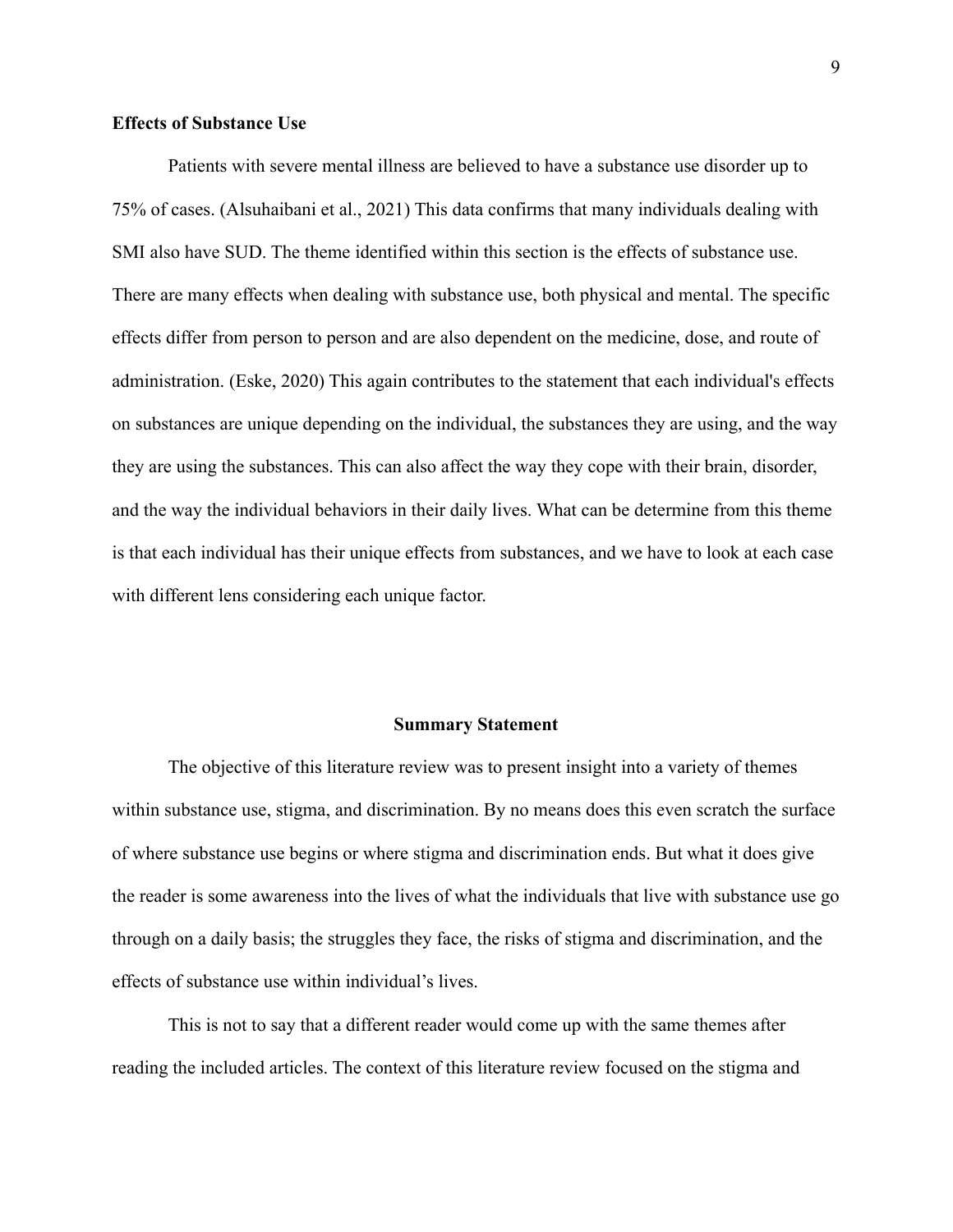**Effects of Substance Use**

Patients with severe mental illness are believed to have a substance use disorder up to 75% of cases. (Alsuhaibani et al., 2021) This data confirms that many individuals dealing with SMI also have SUD. The theme identified within this section is the effects of substance use. There are many effects when dealing with substance use, both physical and mental. The specific effects differ from person to person and are also dependent on the medicine, dose, and route of administration. (Eske, 2020) This again contributes to the statement that each individual's effects on substances are unique depending on the individual, the substances they are using, and the way they are using the substances. This can also affect the way they cope with their brain, disorder, and the way the individual behaviors in their daily lives. What can be determine from this theme is that each individual has their unique effects from substances, and we have to look at each case with different lens considering each unique factor.

## Summary Statement

The objective of this literature review was to present insight into a variety of themes within substance use, stigma, and discrimination. By no means does this even scratch the surface of where substance use begins or where stigma and discrimination ends. But what it does give the reader is some awareness into the lives of what the individuals that live with substance use go through on a daily basis; the struggles they face, the risks of stigma and discrimination, and the effects of substance use within individual's lives.

This is not to say that a different reader would come up with the same themes after reading the included articles. The context of this literature review focused on the stigma and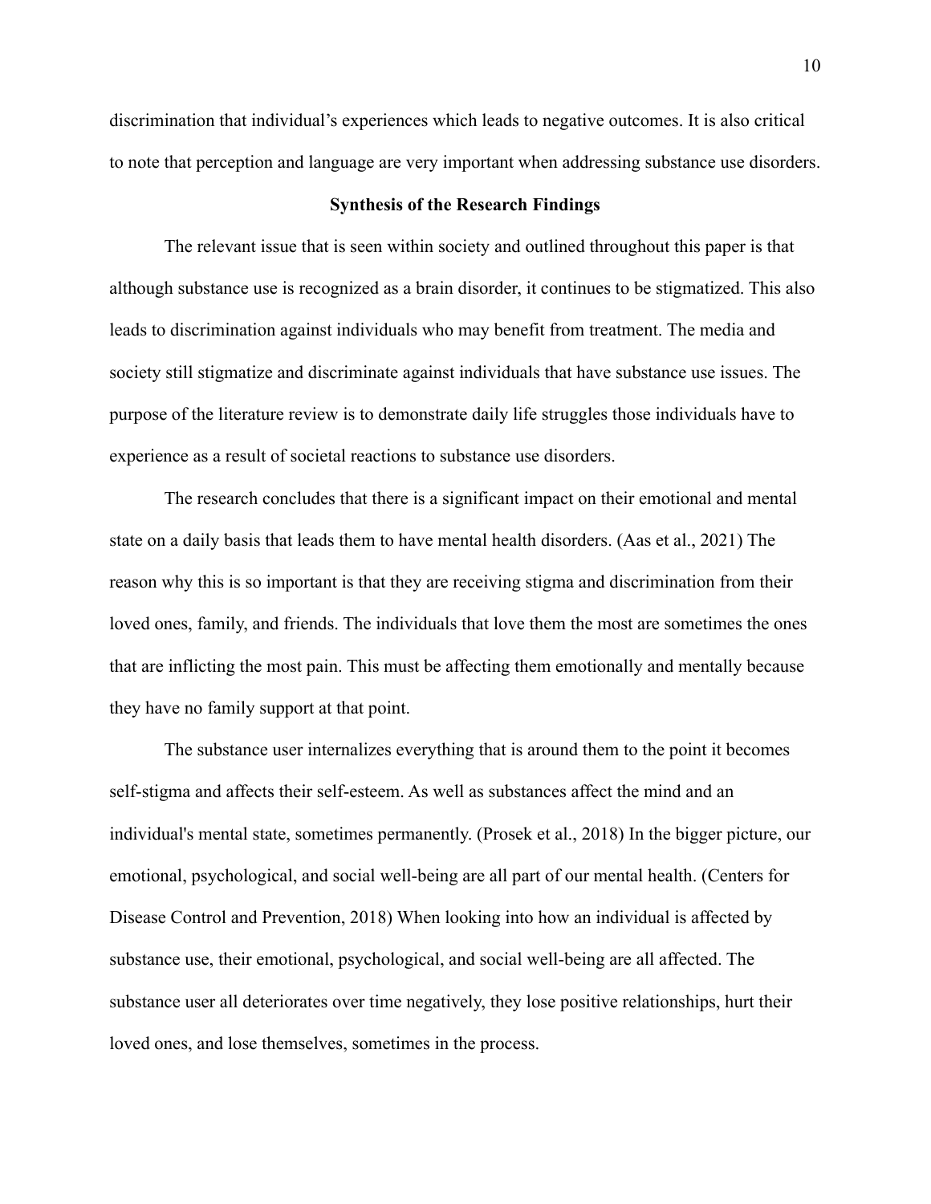discrimination that individual's experiences which leads to negative outcomes. It is also critical to note that perception and language are very important when addressing substance use disorders.

## Synthesis of the Research Findings

The relevant issue that is seen within society and outlined throughout this paper is that although substance use is recognized as a brain disorder, it continues to be stigmatized. This also leads to discrimination against individuals who may benefit from treatment. The media and society still stigmatize and discriminate against individuals that have substance use issues. The purpose of the literature review is to demonstrate daily life struggles those individuals have to experience as a result of societal reactions to substance use disorders.

The research concludes that there is a significant impact on their emotional and mental state on a daily basis that leads them to have mental health disorders. (Aas et al., 2021) The reason why this is so important is that they are receiving stigma and discrimination from their loved ones, family, and friends. The individuals that love them the most are sometimes the ones that are inflicting the most pain. This must be affecting them emotionally and mentally because they have no family support at that point.

The substance user internalizes everything that is around them to the point it becomes self-stigma and affects their self-esteem. As well as substances affect the mind and an individual's mental state, sometimes permanently. (Prosek et al., 2018) In the bigger picture, our emotional, psychological, and social well-being are all part of our mental health. (Centers for Disease Control and Prevention, 2018) When looking into how an individual is affected by substance use, their emotional, psychological, and social well-being are all affected. The substance user all deteriorates over time negatively, they lose positive relationships, hurt their loved ones, and lose themselves, sometimes in the process.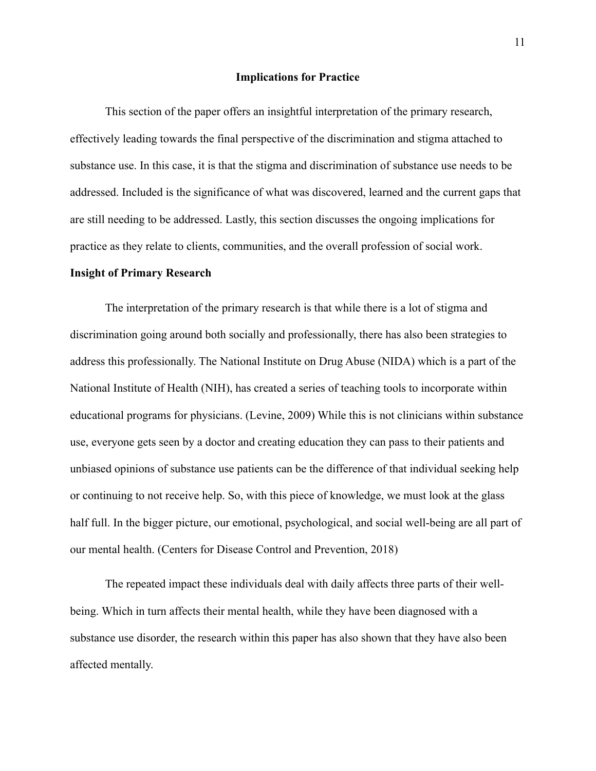## Implications for Practice

This section of the paper offers an insightful interpretation of the primary research, effectively leading towards the final perspective of the discrimination and stigma attached to substance use. In this case, it is that the stigma and discrimination of substance use needs to be addressed. Included is the significance of what was discovered, learned and the current gaps that are still needing to be addressed. Lastly, this section discusses the ongoing implications for practice as they relate to clients, communities, and the overall profession of social work.

### Insight of Primary Research

The interpretation of the primary research is that while there is a lot of stigma and discrimination going around both socially and professionally, there has also been strategies to address this professionally. The National Institute on Drug Abuse (NIDA) which is a part of the National Institute of Health (NIH), has created a series of teaching tools to incorporate within educational programs for physicians. (Levine, 2009) While this is not clinicians within substance use, everyone gets seen by a doctor and creating education they can pass to their patients and unbiased opinions of substance use patients can be the difference of that individual seeking help or continuing to not receive help. So, with this piece of knowledge, we must look at the glass half full. In the bigger picture, our emotional, psychological, and social well-being are all part of our mental health. (Centers for Disease Control and Prevention, 2018)

The repeated impact these individuals deal with daily affects three parts of their well-being. Which in turn affects their mental health, while they have been diagnosed with a substance use disorder, the research within this paper has also shown that they have also been affected mentally.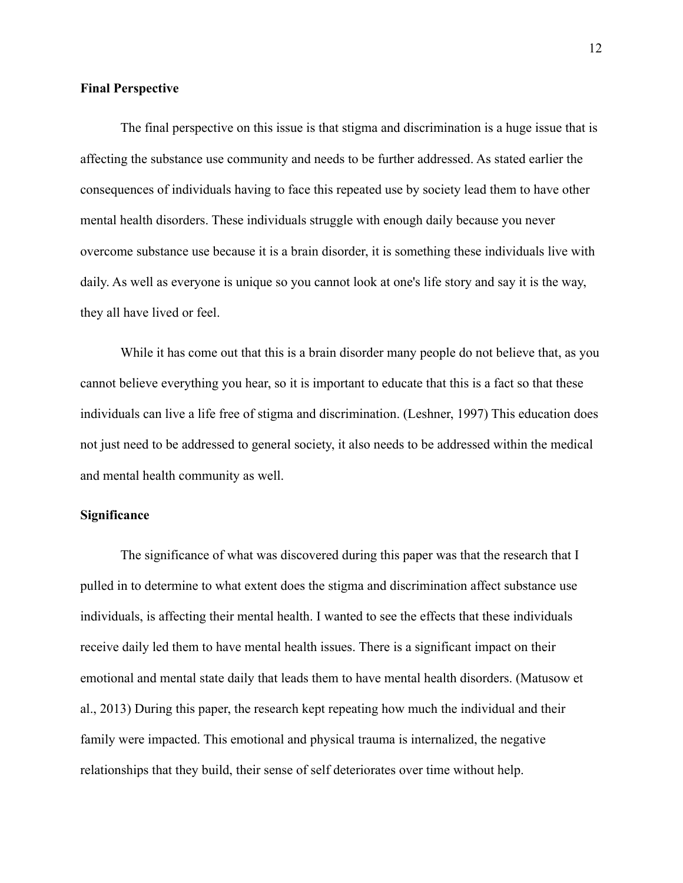**Final Perspective**

The final perspective on this issue is that stigma and discrimination is a huge issue that is affecting the substance use community and needs to be further addressed. As stated earlier the consequences of individuals having to face this repeated use by society lead them to have other mental health disorders. These individuals struggle with enough daily because you never overcome substance use because it is a brain disorder, it is something these individuals live with daily. As well as everyone is unique so you cannot look at one's life story and say it is the way, they all have lived or feel.

While it has come out that this is a brain disorder many people do not believe that, as you cannot believe everything you hear, so it is important to educate that this is a fact so that these individuals can live a life free of stigma and discrimination. (Leshner, 1997) This education does not just need to be addressed to general society, it also needs to be addressed within the medical and mental health community as well.

**Significance**

The significance of what was discovered during this paper was that the research that I pulled in to determine to what extent does the stigma and discrimination affect substance use individuals, is affecting their mental health. I wanted to see the effects that these individuals receive daily led them to have mental health issues. There is a significant impact on their emotional and mental state daily that leads them to have mental health disorders. (Matusow et al., 2013) During this paper, the research kept repeating how much the individual and their family were impacted. This emotional and physical trauma is internalized, the negative relationships that they build, their sense of self deteriorates over time without help.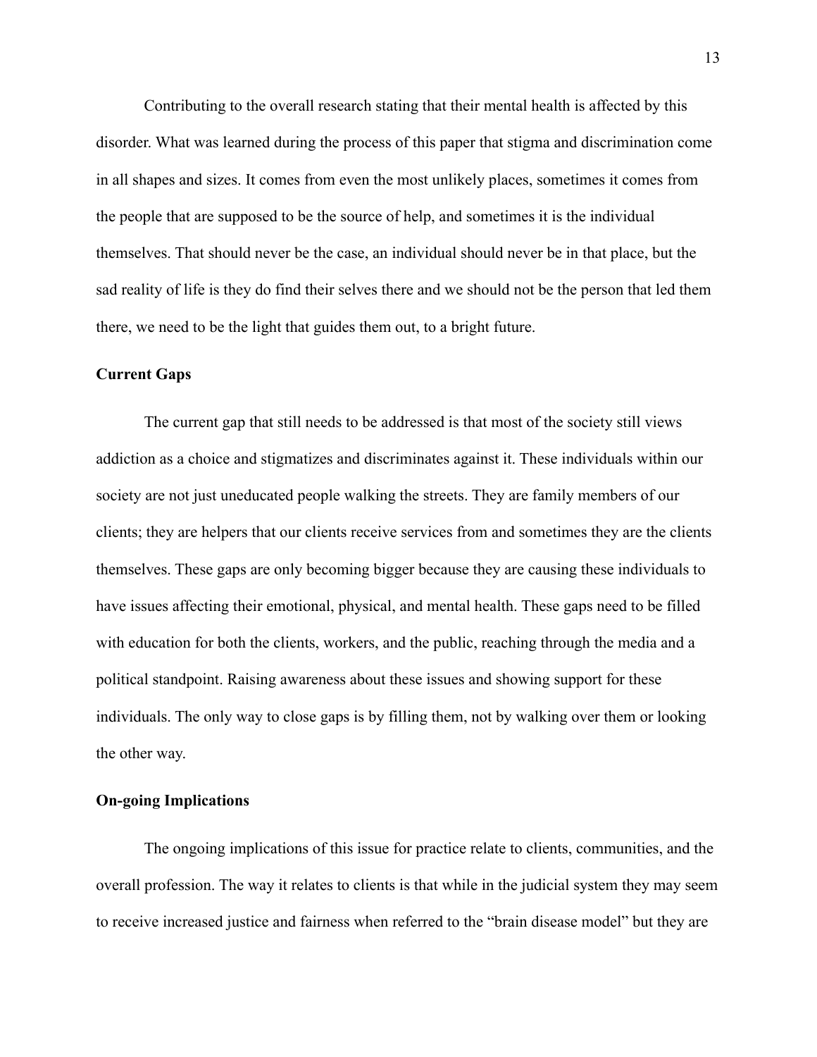Contributing to the overall research stating that their mental health is affected by this disorder. What was learned during the process of this paper that stigma and discrimination come in all shapes and sizes. It comes from even the most unlikely places, sometimes it comes from the people that are supposed to be the source of help, and sometimes it is the individual themselves. That should never be the case, an individual should never be in that place, but the sad reality of life is they do find their selves there and we should not be the person that led them there, we need to be the light that guides them out, to a bright future.

**Current Gaps**

The current gap that still needs to be addressed is that most of the society still views addiction as a choice and stigmatizes and discriminates against it. These individuals within our society are not just uneducated people walking the streets. They are family members of our clients; they are helpers that our clients receive services from and sometimes they are the clients themselves. These gaps are only becoming bigger because they are causing these individuals to have issues affecting their emotional, physical, and mental health. These gaps need to be filled with education for both the clients, workers, and the public, reaching through the media and a political standpoint. Raising awareness about these issues and showing support for these individuals. The only way to close gaps is by filling them, not by walking over them or looking the other way.

**On-going Implications**

The ongoing implications of this issue for practice relate to clients, communities, and the overall profession. The way it relates to clients is that while in the judicial system they may seem to receive increased justice and fairness when referred to the "brain disease model" but they are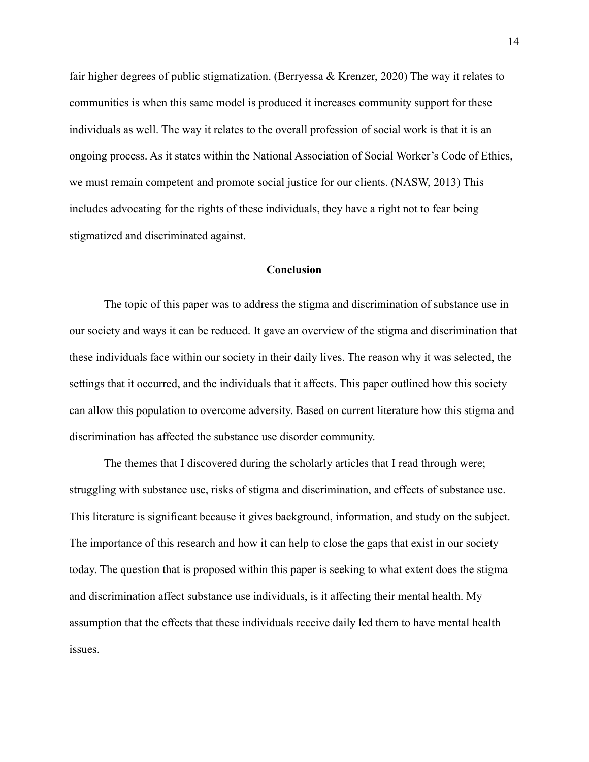fair higher degrees of public stigmatization. (Berryessa & Krenzer, 2020) The way it relates to communities is when this same model is produced it increases community support for these individuals as well. The way it relates to the overall profession of social work is that it is an ongoing process. As it states within the National Association of Social Worker's Code of Ethics, we must remain competent and promote social justice for our clients. (NASW, 2013) This includes advocating for the rights of these individuals, they have a right not to fear being stigmatized and discriminated against.

## Conclusion

The topic of this paper was to address the stigma and discrimination of substance use in our society and ways it can be reduced. It gave an overview of the stigma and discrimination that these individuals face within our society in their daily lives. The reason why it was selected, the settings that it occurred, and the individuals that it affects. This paper outlined how this society can allow this population to overcome adversity. Based on current literature how this stigma and discrimination has affected the substance use disorder community.

The themes that I discovered during the scholarly articles that I read through were; struggling with substance use, risks of stigma and discrimination, and effects of substance use. This literature is significant because it gives background, information, and study on the subject. The importance of this research and how it can help to close the gaps that exist in our society today. The question that is proposed within this paper is seeking to what extent does the stigma and discrimination affect substance use individuals, is it affecting their mental health. My assumption that the effects that these individuals receive daily led them to have mental health issues.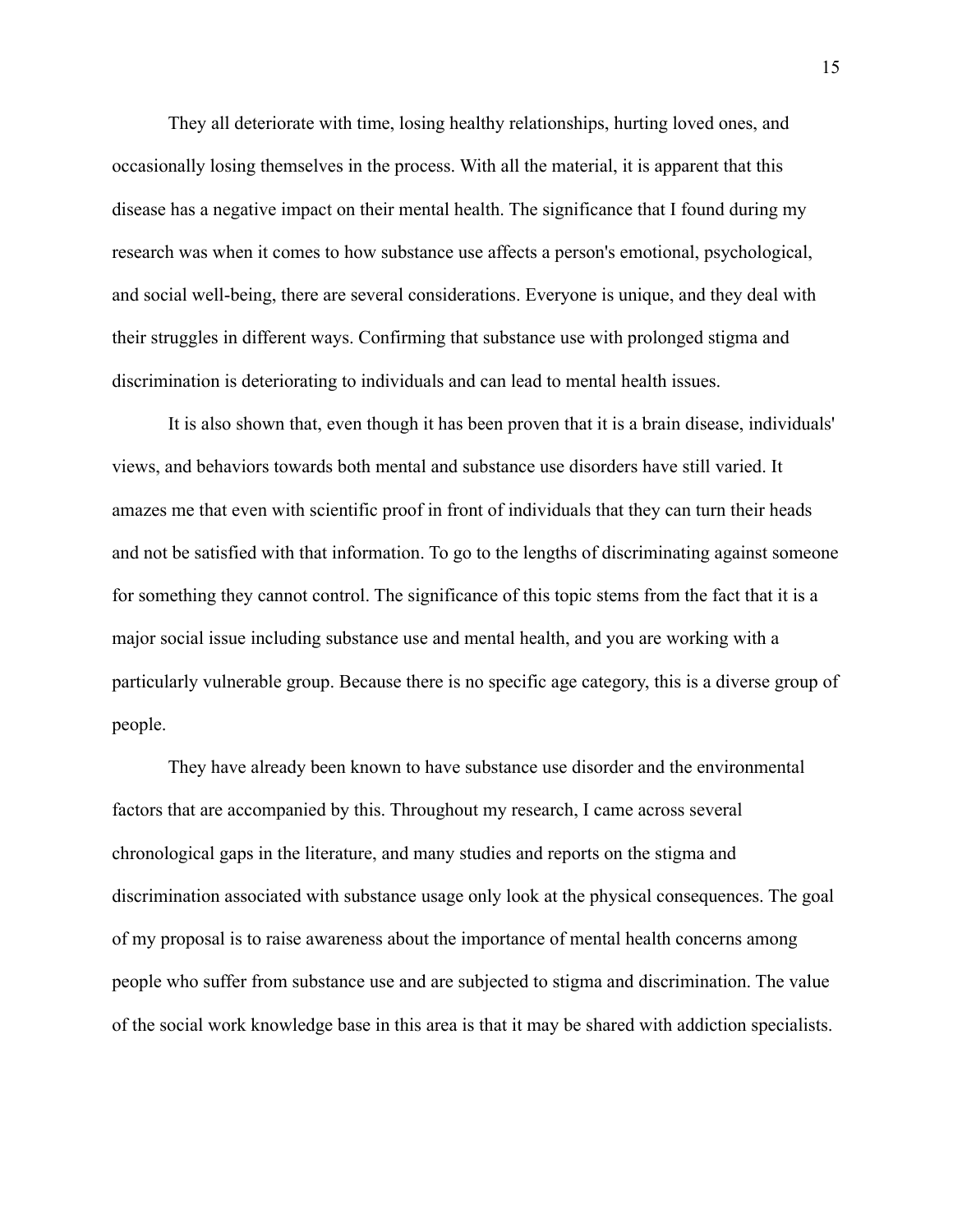They all deteriorate with time, losing healthy relationships, hurting loved ones, and occasionally losing themselves in the process. With all the material, it is apparent that this disease has a negative impact on their mental health. The significance that I found during my research was when it comes to how substance use affects a person's emotional, psychological, and social well-being, there are several considerations. Everyone is unique, and they deal with their struggles in different ways. Confirming that substance use with prolonged stigma and discrimination is deteriorating to individuals and can lead to mental health issues.

It is also shown that, even though it has been proven that it is a brain disease, individuals' views, and behaviors towards both mental and substance use disorders have still varied. It amazes me that even with scientific proof in front of individuals that they can turn their heads and not be satisfied with that information. To go to the lengths of discriminating against someone for something they cannot control. The significance of this topic stems from the fact that it is a major social issue including substance use and mental health, and you are working with a particularly vulnerable group. Because there is no specific age category, this is a diverse group of people.

They have already been known to have substance use disorder and the environmental factors that are accompanied by this. Throughout my research, I came across several chronological gaps in the literature, and many studies and reports on the stigma and discrimination associated with substance usage only look at the physical consequences. The goal of my proposal is to raise awareness about the importance of mental health concerns among people who suffer from substance use and are subjected to stigma and discrimination. The value of the social work knowledge base in this area is that it may be shared with addiction specialists.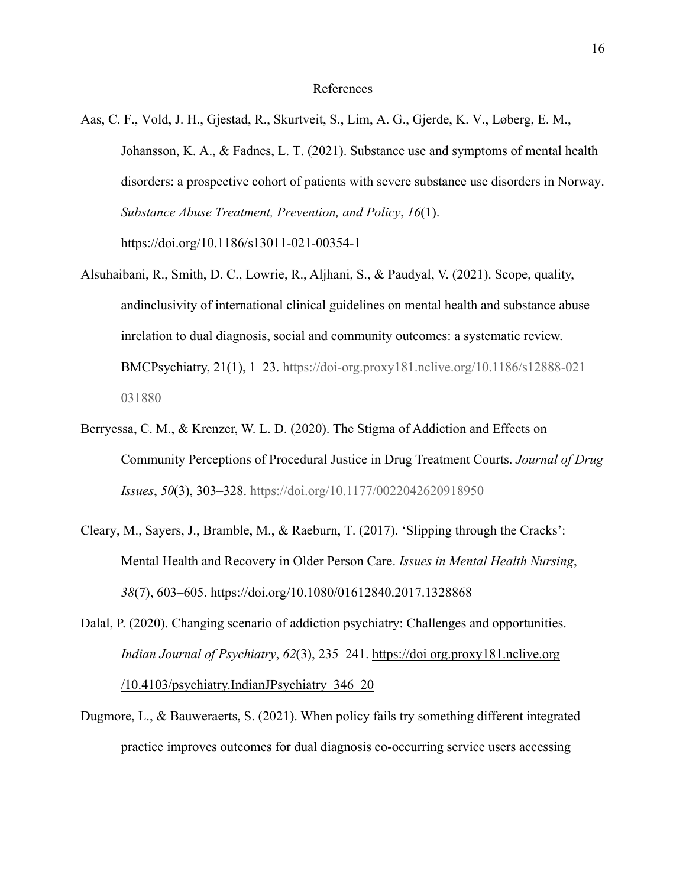# References

Aas, C. F., Vold, J. H., Gjestad, R., Skurtveit, S., Lim, A. G., Gjerde, K. V., Løberg, E. M., Johansson, K. A., & Fadnes, L. T. (2021). Substance use and symptoms of mental health disorders: a prospective cohort of patients with severe substance use disorders in Norway. *Substance Abuse Treatment, Prevention, and Policy*, *16*(1). https://doi.org/10.1186/s13011-021-00354-1

Alsuhaibani, R., Smith, D. C., Lowrie, R., Aljhani, S., & Paudyal, V. (2021). Scope, quality, andinclusivity of international clinical guidelines on mental health and substance abuse inrelation to dual diagnosis, social and community outcomes: a systematic review. BMCPsychiatry, 21(1), 1–23. https://doi-org.proxy181.nclive.org/10.1186/s12888-021 031880

Berryessa, C. M., & Krenzer, W. L. D. (2020). The Stigma of Addiction and Effects on Community Perceptions of Procedural Justice in Drug Treatment Courts. *Journal of Drug Issues*, *50*(3), 303–328. https://doi.org/10.1177/0022042620918950

Cleary, M., Sayers, J., Bramble, M., & Raeburn, T. (2017). 'Slipping through the Cracks': Mental Health and Recovery in Older Person Care. *Issues in Mental Health Nursing*, *38*(7), 603–605. https://doi.org/10.1080/01612840.2017.1328868

Dalal, P. (2020). Changing scenario of addiction psychiatry: Challenges and opportunities. *Indian Journal of Psychiatry*, *62*(3), 235–241. https://doi org.proxy181.nclive.org /10.4103/psychiatry.IndianJPsychiatry_346_20

Dugmore, L., & Bauweraerts, S. (2021). When policy fails try something different integrated practice improves outcomes for dual diagnosis co-occurring service users accessing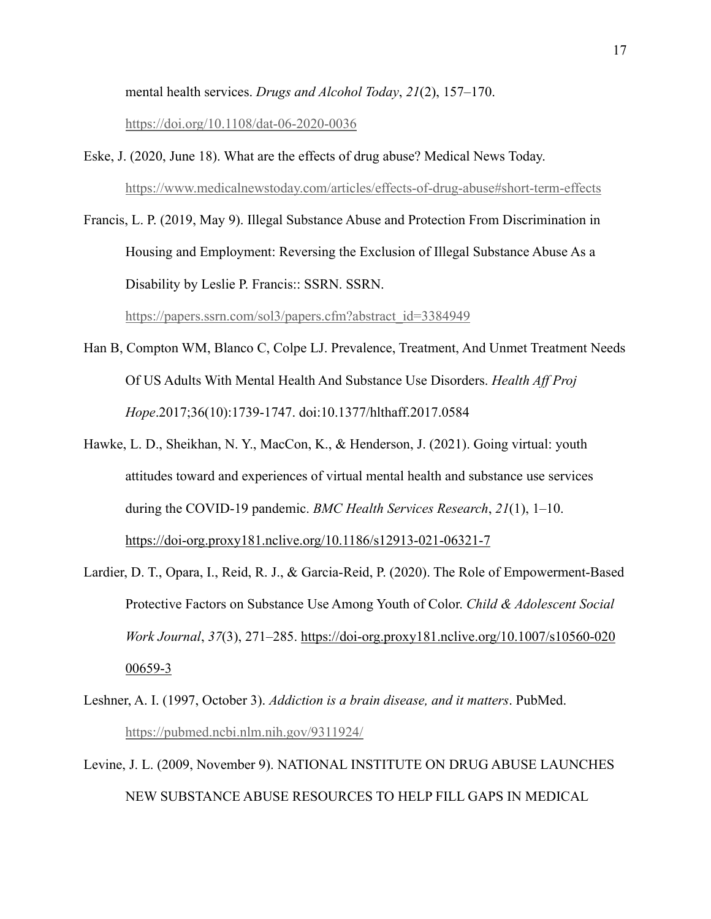mental health services. *Drugs and Alcohol Today*, *21*(2), 157–170. https://doi.org/10.1108/dat-06-2020-0036

Eske, J. (2020, June 18). What are the effects of drug abuse? Medical News Today. https://www.medicalnewstoday.com/articles/effects-of-drug-abuse#short-term-effects

Francis, L. P. (2019, May 9). Illegal Substance Abuse and Protection From Discrimination in Housing and Employment: Reversing the Exclusion of Illegal Substance Abuse As a Disability by Leslie P. Francis:: SSRN. SSRN. https://papers.ssrn.com/sol3/papers.cfm?abstract_id=3384949

Han B, Compton WM, Blanco C, Colpe LJ. Prevalence, Treatment, And Unmet Treatment Needs Of US Adults With Mental Health And Substance Use Disorders. *Health Aff Proj Hope*.2017;36(10):1739-1747. doi:10.1377/hlthaff.2017.0584

Hawke, L. D., Sheikhan, N. Y., MacCon, K., & Henderson, J. (2021). Going virtual: youth attitudes toward and experiences of virtual mental health and substance use services during the COVID-19 pandemic. *BMC Health Services Research*, *21*(1), 1–10. https://doi-org.proxy181.nclive.org/10.1186/s12913-021-06321-7

Lardier, D. T., Opara, I., Reid, R. J., & Garcia-Reid, P. (2020). The Role of Empowerment-Based Protective Factors on Substance Use Among Youth of Color. *Child & Adolescent Social Work Journal*, *37*(3), 271–285. https://doi-org.proxy181.nclive.org/10.1007/s10560-020 00659-3

Leshner, A. I. (1997, October 3). *Addiction is a brain disease, and it matters*. PubMed. https://pubmed.ncbi.nlm.nih.gov/9311924/

Levine, J. L. (2009, November 9). NATIONAL INSTITUTE ON DRUG ABUSE LAUNCHES NEW SUBSTANCE ABUSE RESOURCES TO HELP FILL GAPS IN MEDICAL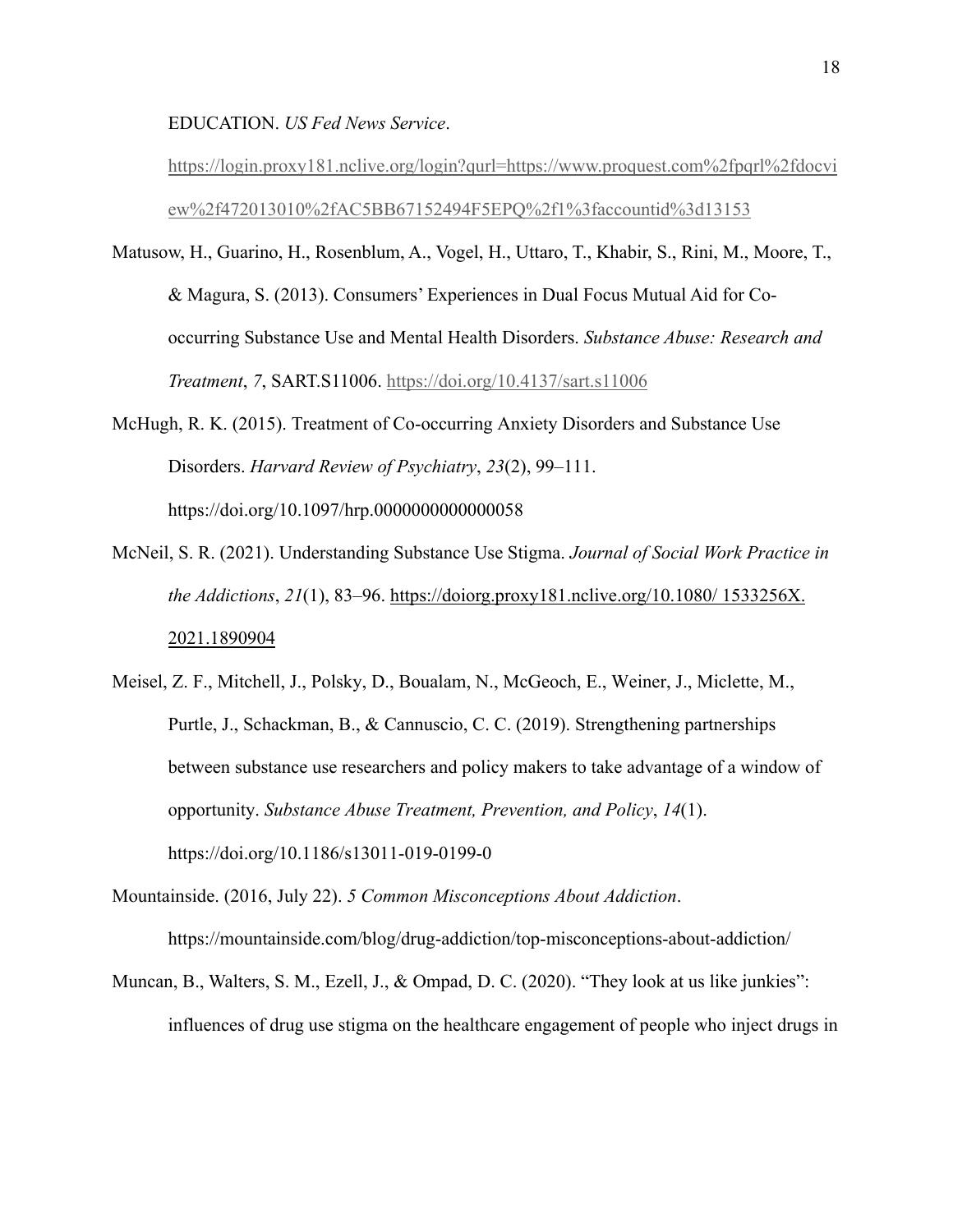EDUCATION. *US Fed News Service*. https://login.proxy181.nclive.org/login?qurl=https://www.proquest.com%2fpqrl%2fdocview%2f472013010%2fAC5BB67152494F5EPQ%2f1%3faccountid%3d13153

Matusow, H., Guarino, H., Rosenblum, A., Vogel, H., Uttaro, T., Khabir, S., Rini, M., Moore, T., & Magura, S. (2013). Consumers' Experiences in Dual Focus Mutual Aid for Co-occurring Substance Use and Mental Health Disorders. *Substance Abuse: Research and Treatment*, *7*, SART.S11006. https://doi.org/10.4137/sart.s11006

McHugh, R. K. (2015). Treatment of Co-occurring Anxiety Disorders and Substance Use Disorders. *Harvard Review of Psychiatry*, *23*(2), 99–111. https://doi.org/10.1097/hrp.0000000000000058

McNeil, S. R. (2021). Understanding Substance Use Stigma. *Journal of Social Work Practice in the Addictions*, *21*(1), 83–96. https://doiorg.proxy181.nclive.org/10.1080/ 1533256X. 2021.1890904

Meisel, Z. F., Mitchell, J., Polsky, D., Boualam, N., McGeoch, E., Weiner, J., Miclette, M., Purtle, J., Schackman, B., & Cannuscio, C. C. (2019). Strengthening partnerships between substance use researchers and policy makers to take advantage of a window of opportunity. *Substance Abuse Treatment, Prevention, and Policy*, *14*(1). https://doi.org/10.1186/s13011-019-0199-0

Mountainside. (2016, July 22). *5 Common Misconceptions About Addiction*. https://mountainside.com/blog/drug-addiction/top-misconceptions-about-addiction/

Muncan, B., Walters, S. M., Ezell, J., & Ompad, D. C. (2020). "They look at us like junkies": influences of drug use stigma on the healthcare engagement of people who inject drugs in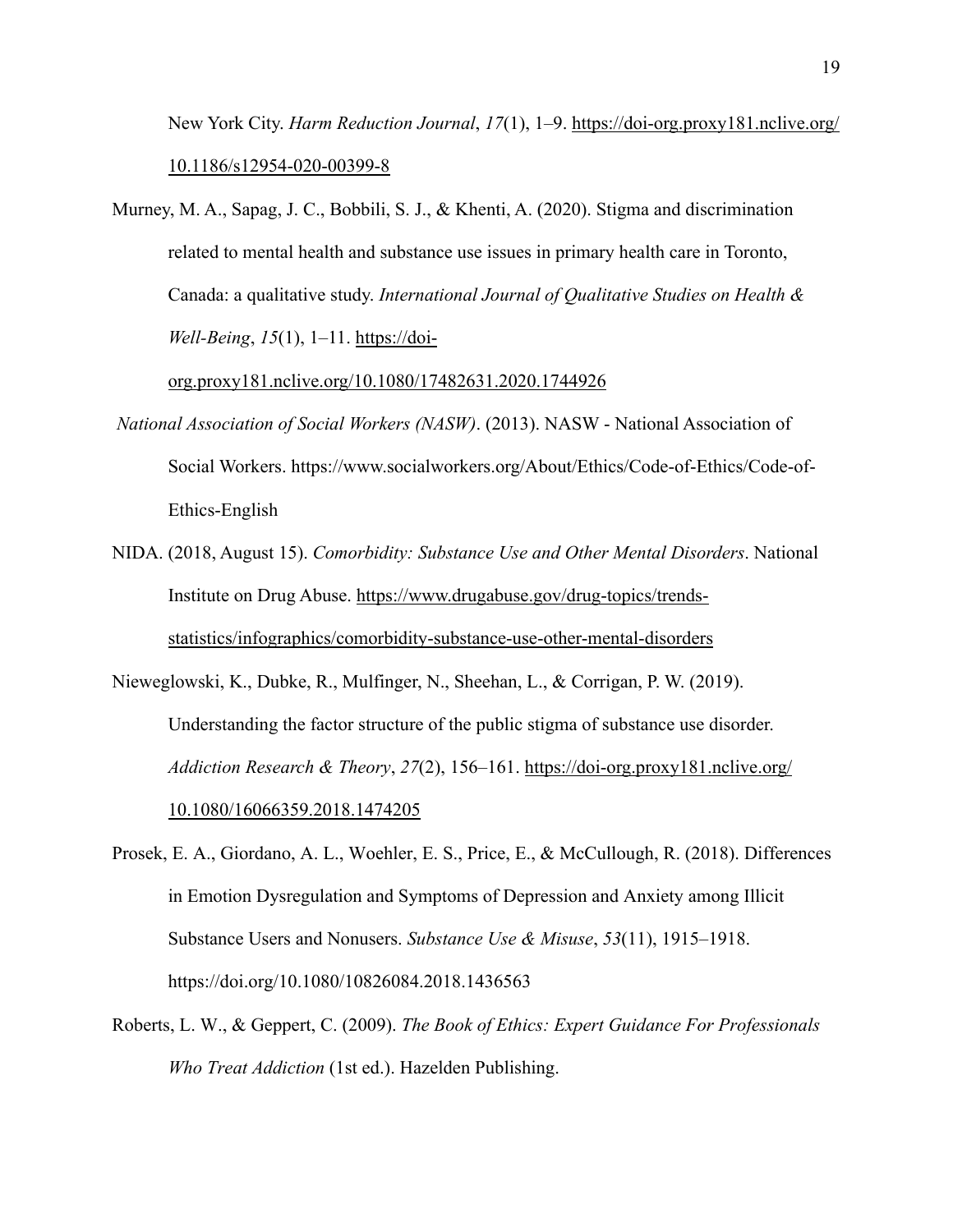New York City. *Harm Reduction Journal*, *17*(1), 1–9. https://doi-org.proxy181.nclive.org/10.1186/s12954-020-00399-8

Murney, M. A., Sapag, J. C., Bobbili, S. J., & Khenti, A. (2020). Stigma and discrimination related to mental health and substance use issues in primary health care in Toronto, Canada: a qualitative study. *International Journal of Qualitative Studies on Health & Well-Being*, *15*(1), 1–11. https://doi-org.proxy181.nclive.org/10.1080/17482631.2020.1744926

*National Association of Social Workers (NASW)*. (2013). NASW - National Association of Social Workers. https://www.socialworkers.org/About/Ethics/Code-of-Ethics/Code-of-Ethics-English

NIDA. (2018, August 15). *Comorbidity: Substance Use and Other Mental Disorders*. National Institute on Drug Abuse. https://www.drugabuse.gov/drug-topics/trends-statistics/infographics/comorbidity-substance-use-other-mental-disorders

Nieweglowski, K., Dubke, R., Mulfinger, N., Sheehan, L., & Corrigan, P. W. (2019). Understanding the factor structure of the public stigma of substance use disorder. *Addiction Research & Theory*, *27*(2), 156–161. https://doi-org.proxy181.nclive.org/10.1080/16066359.2018.1474205

Prosek, E. A., Giordano, A. L., Woehler, E. S., Price, E., & McCullough, R. (2018). Differences in Emotion Dysregulation and Symptoms of Depression and Anxiety among Illicit Substance Users and Nonusers. *Substance Use & Misuse*, *53*(11), 1915–1918. https://doi.org/10.1080/10826084.2018.1436563

Roberts, L. W., & Geppert, C. (2009). *The Book of Ethics: Expert Guidance For Professionals Who Treat Addiction* (1st ed.). Hazelden Publishing.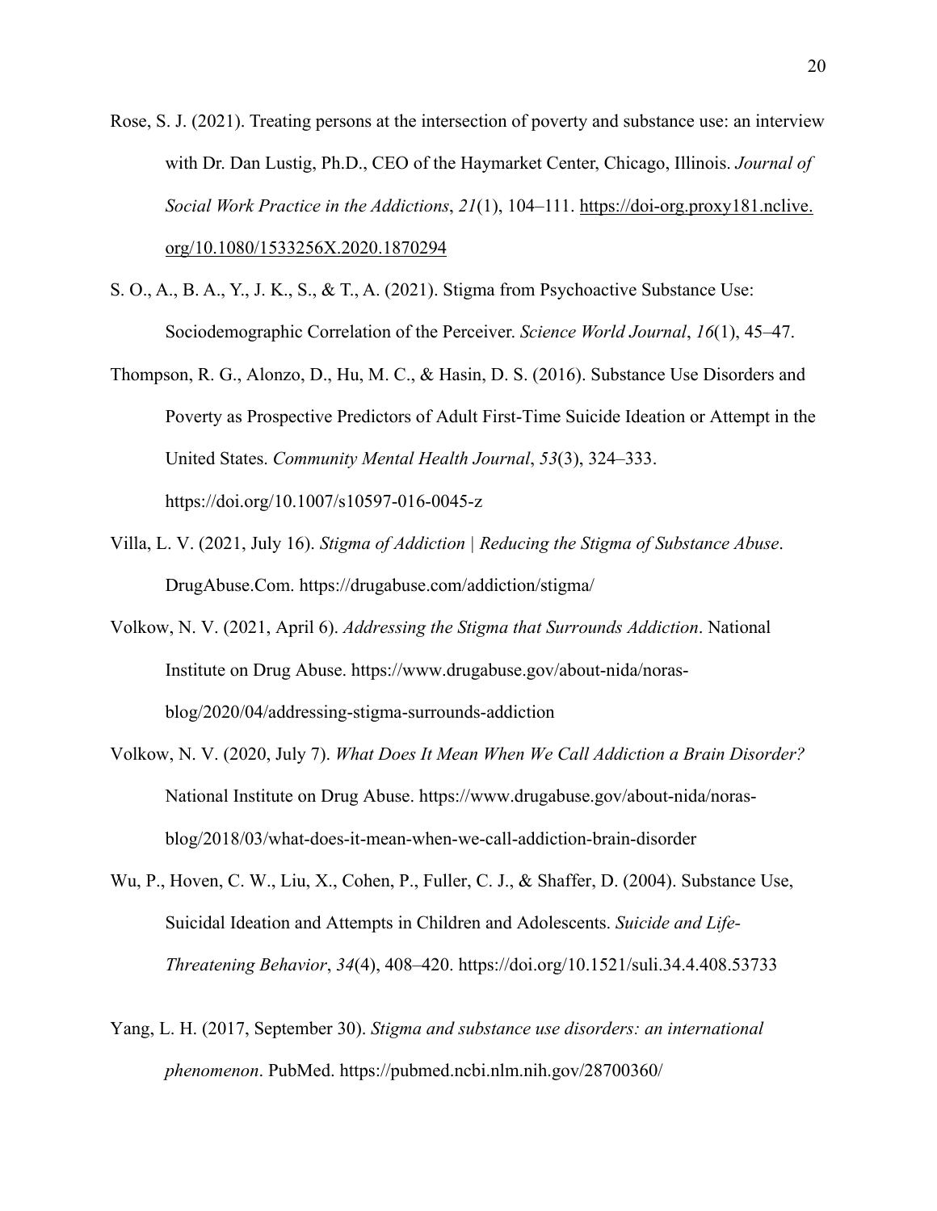Rose, S. J. (2021). Treating persons at the intersection of poverty and substance use: an interview with Dr. Dan Lustig, Ph.D., CEO of the Haymarket Center, Chicago, Illinois. *Journal of Social Work Practice in the Addictions*, *21*(1), 104–111. https://doi-org.proxy181.nclive.org/10.1080/1533256X.2020.1870294

S. O., A., B. A., Y., J. K., S., & T., A. (2021). Stigma from Psychoactive Substance Use: Sociodemographic Correlation of the Perceiver. *Science World Journal*, *16*(1), 45–47.

Thompson, R. G., Alonzo, D., Hu, M. C., & Hasin, D. S. (2016). Substance Use Disorders and Poverty as Prospective Predictors of Adult First-Time Suicide Ideation or Attempt in the United States. *Community Mental Health Journal*, *53*(3), 324–333. https://doi.org/10.1007/s10597-016-0045-z

Villa, L. V. (2021, July 16). *Stigma of Addiction | Reducing the Stigma of Substance Abuse*. DrugAbuse.Com. https://drugabuse.com/addiction/stigma/

Volkow, N. V. (2021, April 6). *Addressing the Stigma that Surrounds Addiction*. National Institute on Drug Abuse. https://www.drugabuse.gov/about-nida/noras-blog/2020/04/addressing-stigma-surrounds-addiction

Volkow, N. V. (2020, July 7). *What Does It Mean When We Call Addiction a Brain Disorder?* National Institute on Drug Abuse. https://www.drugabuse.gov/about-nida/noras-blog/2018/03/what-does-it-mean-when-we-call-addiction-brain-disorder

Wu, P., Hoven, C. W., Liu, X., Cohen, P., Fuller, C. J., & Shaffer, D. (2004). Substance Use, Suicidal Ideation and Attempts in Children and Adolescents. *Suicide and Life-Threatening Behavior*, *34*(4), 408–420. https://doi.org/10.1521/suli.34.4.408.53733

Yang, L. H. (2017, September 30). *Stigma and substance use disorders: an international phenomenon*. PubMed. https://pubmed.ncbi.nlm.nih.gov/28700360/